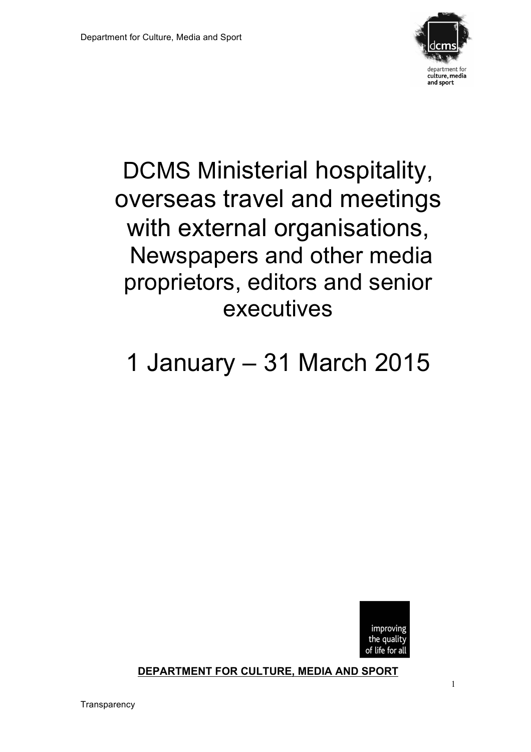# DCMS Ministerial hospitality, overseas travel and meetings with external organisations, Newspapers and other media proprietors, editors and senior executives

# 1 January – 31 March 2015

improving the quality of life for all

**DEPARTMENT FOR CULTURE, MEDIA AND SPORT**

Transparency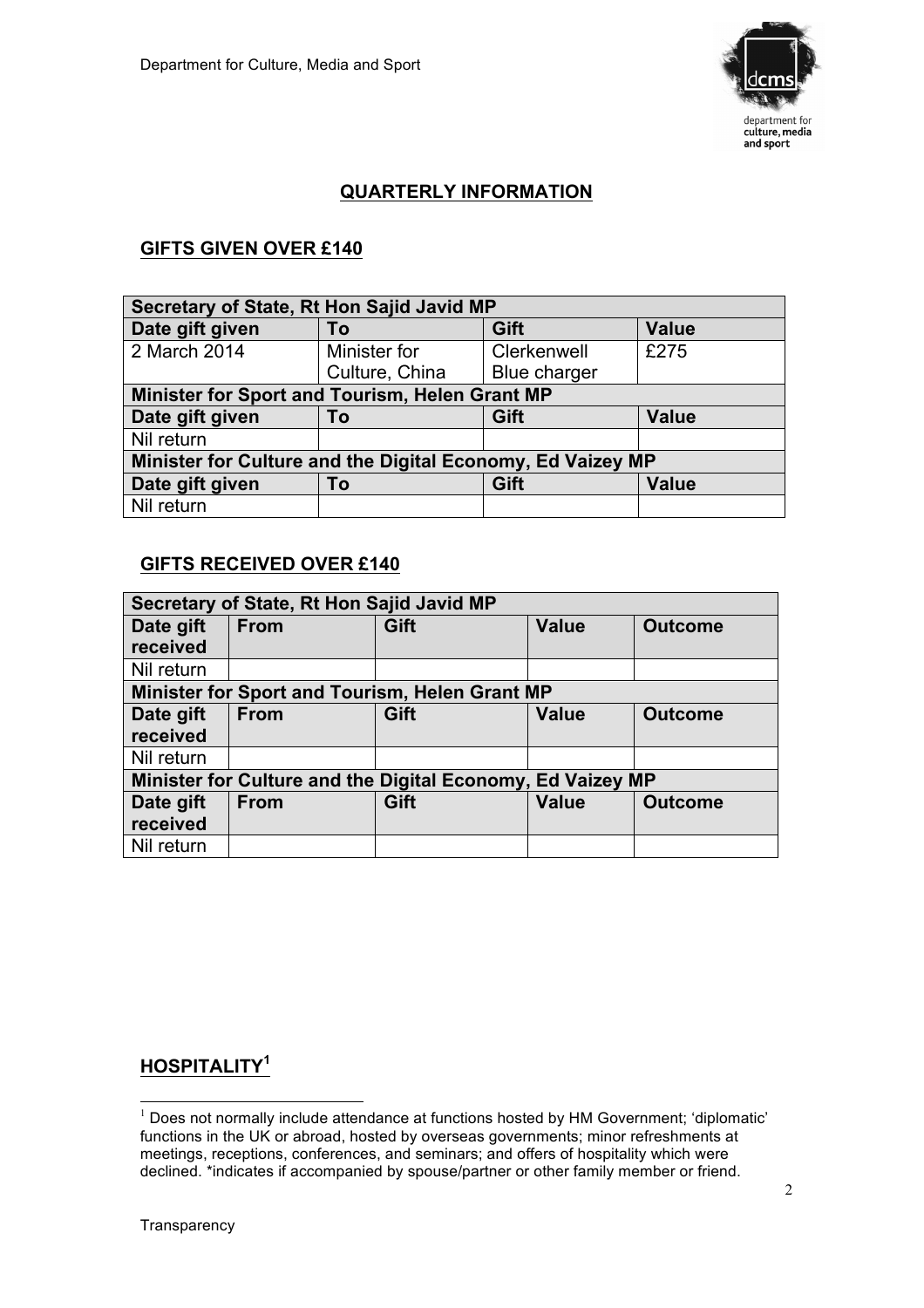## QUARTERLY INFORMATION

### GIFTS GIVEN OVER £140

| Secretary of State, Rt Hon Sajid Javid MP | | | |
|---|---|---|---|
| **Date gift given** | **To** | **Gift** | **Value** |
| 2 March 2014 | Minister for Culture, China | Clerkenwell Blue charger | £275 |
| **Minister for Sport and Tourism, Helen Grant MP** | | | |
| **Date gift given** | **To** | **Gift** | **Value** |
| Nil return | | | |
| **Minister for Culture and the Digital Economy, Ed Vaizey MP** | | | |
| **Date gift given** | **To** | **Gift** | **Value** |
| Nil return | | | |

### GIFTS RECEIVED OVER £140

| Secretary of State, Rt Hon Sajid Javid MP | | | | |
|---|---|---|---|---|
| **Date gift received** | **From** | **Gift** | **Value** | **Outcome** |
| Nil return | | | | |
| **Minister for Sport and Tourism, Helen Grant MP** | | | | |
| **Date gift received** | **From** | **Gift** | **Value** | **Outcome** |
| Nil return | | | | |
| **Minister for Culture and the Digital Economy, Ed Vaizey MP** | | | | |
| **Date gift received** | **From** | **Gift** | **Value** | **Outcome** |
| Nil return | | | | |

### HOSPITALITY[1]

[1] Does not normally include attendance at functions hosted by HM Government; 'diplomatic' functions in the UK or abroad, hosted by overseas governments; minor refreshments at meetings, receptions, conferences, and seminars; and offers of hospitality which were declined. *indicates if accompanied by spouse/partner or other family member or friend.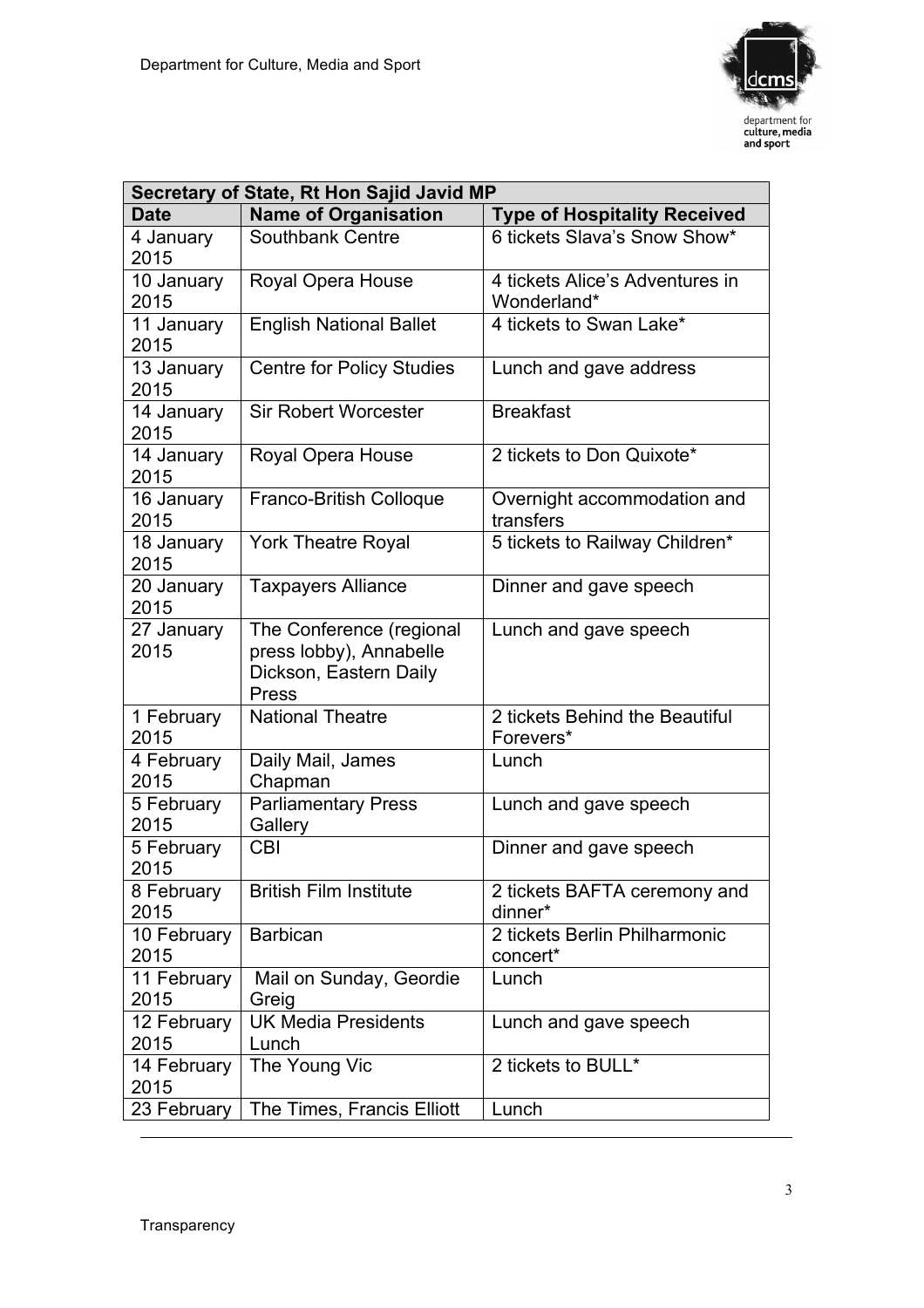| Secretary of State, Rt Hon Sajid Javid MP | | |
| --- | --- | --- |
| **Date** | **Name of Organisation** | **Type of Hospitality Received** |
| 4 January 2015 | Southbank Centre | 6 tickets Slava's Snow Show* |
| 10 January 2015 | Royal Opera House | 4 tickets Alice's Adventures in Wonderland* |
| 11 January 2015 | English National Ballet | 4 tickets to Swan Lake* |
| 13 January 2015 | Centre for Policy Studies | Lunch and gave address |
| 14 January 2015 | Sir Robert Worcester | Breakfast |
| 14 January 2015 | Royal Opera House | 2 tickets to Don Quixote* |
| 16 January 2015 | Franco-British Colloque | Overnight accommodation and transfers |
| 18 January 2015 | York Theatre Royal | 5 tickets to Railway Children* |
| 20 January 2015 | Taxpayers Alliance | Dinner and gave speech |
| 27 January 2015 | The Conference (regional press lobby), Annabelle Dickson, Eastern Daily Press | Lunch and gave speech |
| 1 February 2015 | National Theatre | 2 tickets Behind the Beautiful Forevers* |
| 4 February 2015 | Daily Mail, James Chapman | Lunch |
| 5 February 2015 | Parliamentary Press Gallery | Lunch and gave speech |
| 5 February 2015 | CBI | Dinner and gave speech |
| 8 February 2015 | British Film Institute | 2 tickets BAFTA ceremony and dinner* |
| 10 February 2015 | Barbican | 2 tickets Berlin Philharmonic concert* |
| 11 February 2015 | Mail on Sunday, Geordie Greig | Lunch |
| 12 February 2015 | UK Media Presidents Lunch | Lunch and gave speech |
| 14 February 2015 | The Young Vic | 2 tickets to BULL* |
| 23 February | The Times, Francis Elliott | Lunch |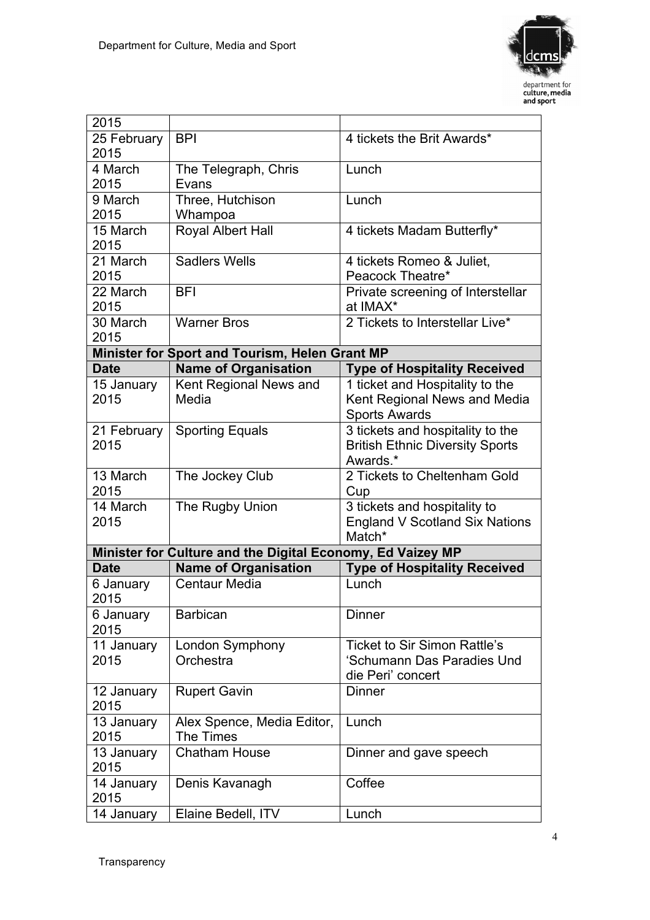| | | |
|---|---|---|
| 2015 | | |
| 25 February 2015 | BPI | 4 tickets the Brit Awards* |
| 4 March 2015 | The Telegraph, Chris Evans | Lunch |
| 9 March 2015 | Three, Hutchison Whampoa | Lunch |
| 15 March 2015 | Royal Albert Hall | 4 tickets Madam Butterfly* |
| 21 March 2015 | Sadlers Wells | 4 tickets Romeo & Juliet, Peacock Theatre* |
| 22 March 2015 | BFI | Private screening of Interstellar at IMAX* |
| 30 March 2015 | Warner Bros | 2 Tickets to Interstellar Live* |
| **Minister for Sport and Tourism, Helen Grant MP** | | |
| **Date** | **Name of Organisation** | **Type of Hospitality Received** |
| 15 January 2015 | Kent Regional News and Media | 1 ticket and Hospitality to the Kent Regional News and Media Sports Awards |
| 21 February 2015 | Sporting Equals | 3 tickets and hospitality to the British Ethnic Diversity Sports Awards.* |
| 13 March 2015 | The Jockey Club | 2 Tickets to Cheltenham Gold Cup |
| 14 March 2015 | The Rugby Union | 3 tickets and hospitality to England V Scotland Six Nations Match* |
| **Minister for Culture and the Digital Economy, Ed Vaizey MP** | | |
| **Date** | **Name of Organisation** | **Type of Hospitality Received** |
| 6 January 2015 | Centaur Media | Lunch |
| 6 January 2015 | Barbican | Dinner |
| 11 January 2015 | London Symphony Orchestra | Ticket to Sir Simon Rattle's 'Schumann Das Paradies Und die Peri' concert |
| 12 January 2015 | Rupert Gavin | Dinner |
| 13 January 2015 | Alex Spence, Media Editor, The Times | Lunch |
| 13 January 2015 | Chatham House | Dinner and gave speech |
| 14 January 2015 | Denis Kavanagh | Coffee |
| 14 January | Elaine Bedell, ITV | Lunch |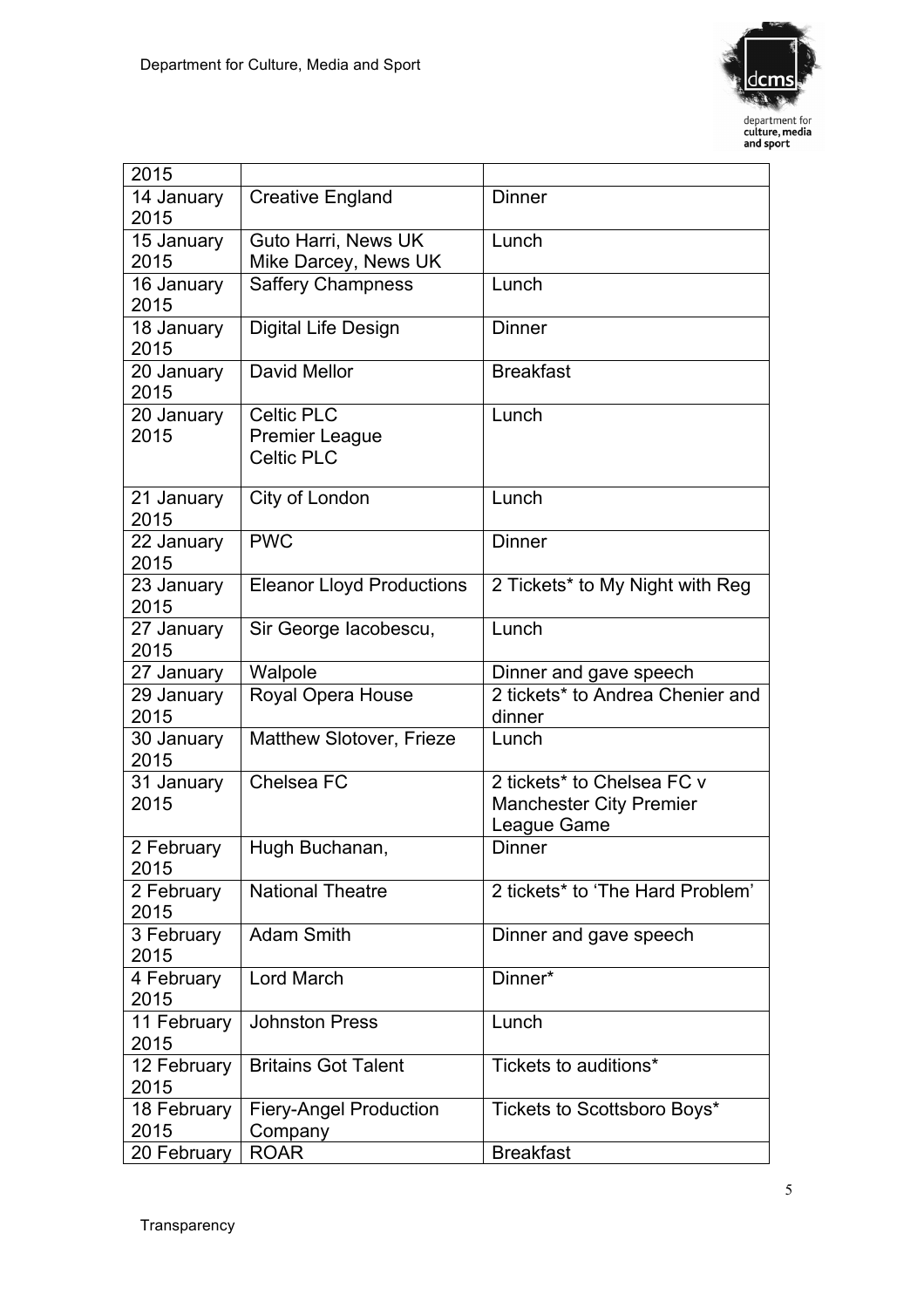| 2015 | | |
|---|---|---|
| 14 January 2015 | Creative England | Dinner |
| 15 January 2015 | Guto Harri, News UK<br>Mike Darcey, News UK | Lunch |
| 16 January 2015 | Saffery Champness | Lunch |
| 18 January 2015 | Digital Life Design | Dinner |
| 20 January 2015 | David Mellor | Breakfast |
| 20 January 2015 | Celtic PLC<br>Premier League<br>Celtic PLC | Lunch |
| 21 January 2015 | City of London | Lunch |
| 22 January 2015 | PWC | Dinner |
| 23 January 2015 | Eleanor Lloyd Productions | 2 Tickets* to My Night with Reg |
| 27 January 2015 | Sir George Iacobescu, | Lunch |
| 27 January | Walpole | Dinner and gave speech |
| 29 January 2015 | Royal Opera House | 2 tickets* to Andrea Chenier and dinner |
| 30 January 2015 | Matthew Slotover, Frieze | Lunch |
| 31 January 2015 | Chelsea FC | 2 tickets* to Chelsea FC v Manchester City Premier League Game |
| 2 February 2015 | Hugh Buchanan, | Dinner |
| 2 February 2015 | National Theatre | 2 tickets* to 'The Hard Problem' |
| 3 February 2015 | Adam Smith | Dinner and gave speech |
| 4 February 2015 | Lord March | Dinner* |
| 11 February 2015 | Johnston Press | Lunch |
| 12 February 2015 | Britains Got Talent | Tickets to auditions* |
| 18 February 2015 | Fiery-Angel Production Company | Tickets to Scottsboro Boys* |
| 20 February | ROAR | Breakfast |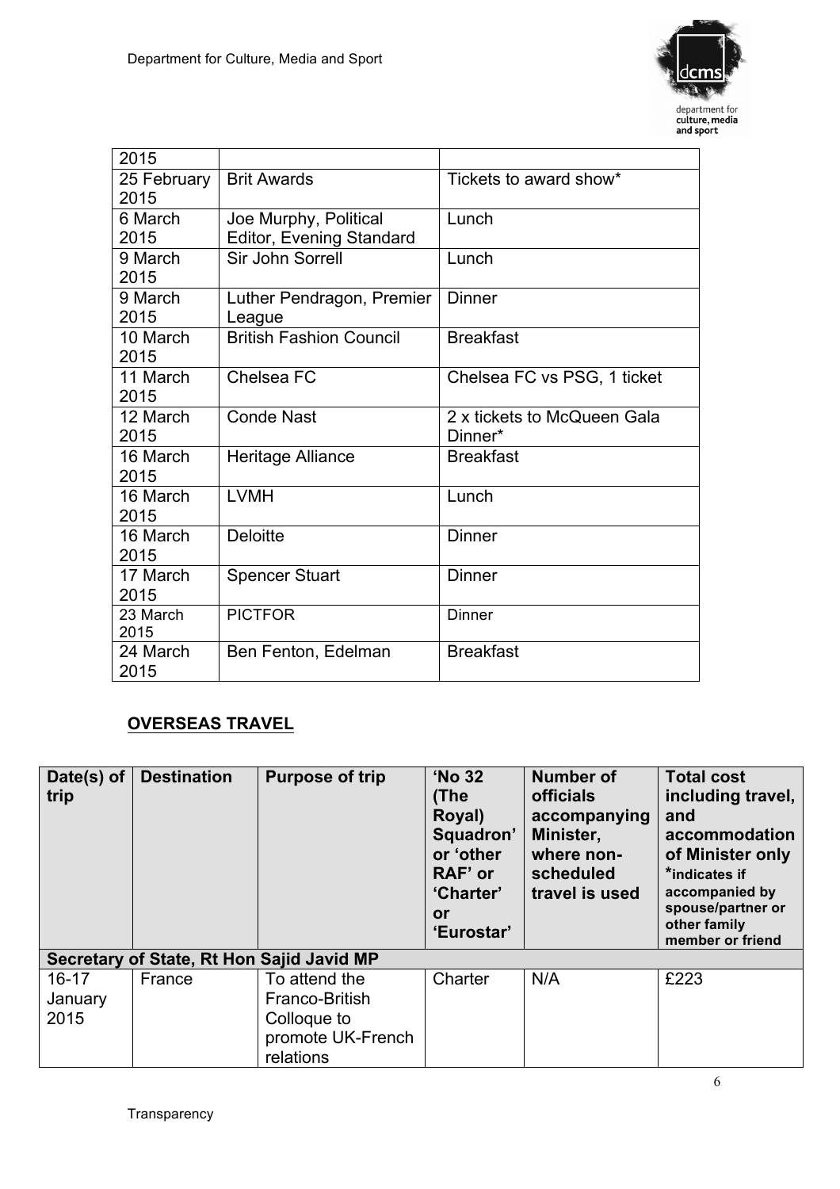| | | |
|---|---|---|
| 2015 | | |
| 25 February 2015 | Brit Awards | Tickets to award show* |
| 6 March 2015 | Joe Murphy, Political Editor, Evening Standard | Lunch |
| 9 March 2015 | Sir John Sorrell | Lunch |
| 9 March 2015 | Luther Pendragon, Premier League | Dinner |
| 10 March 2015 | British Fashion Council | Breakfast |
| 11 March 2015 | Chelsea FC | Chelsea FC vs PSG, 1 ticket |
| 12 March 2015 | Conde Nast | 2 x tickets to McQueen Gala Dinner* |
| 16 March 2015 | Heritage Alliance | Breakfast |
| 16 March 2015 | LVMH | Lunch |
| 16 March 2015 | Deloitte | Dinner |
| 17 March 2015 | Spencer Stuart | Dinner |
| 23 March 2015 | PICTFOR | Dinner |
| 24 March 2015 | Ben Fenton, Edelman | Breakfast |

## OVERSEAS TRAVEL

| Date(s) of trip | Destination | Purpose of trip | 'No 32 (The Royal) Squadron' or 'other RAF' or 'Charter' or 'Eurostar' | Number of officials accompanying Minister, where non-scheduled travel is used | Total cost including travel, and accommodation of Minister only *indicates if accompanied by spouse/partner or other family member or friend |
|---|---|---|---|---|---|
| **Secretary of State, Rt Hon Sajid Javid MP** | | | | | |
| 16-17 January 2015 | France | To attend the Franco-British Colloque to promote UK-French relations | Charter | N/A | £223 |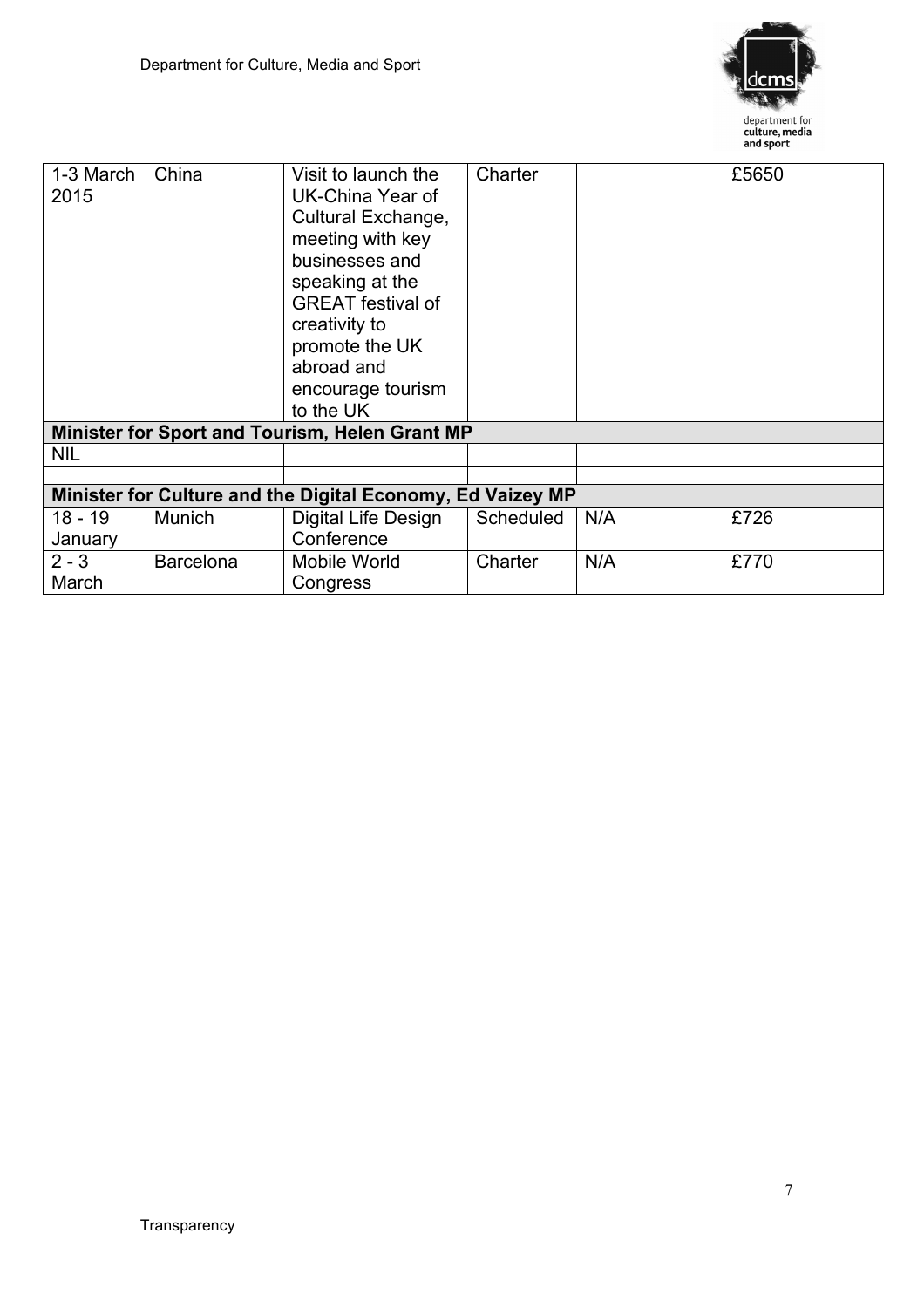| | | | | | |
|---|---|---|---|---|---|
| 1-3 March 2015 | China | Visit to launch the UK-China Year of Cultural Exchange, meeting with key businesses and speaking at the GREAT festival of creativity to promote the UK abroad and encourage tourism to the UK | Charter | | £5650 |
| **Minister for Sport and Tourism, Helen Grant MP** | | | | | |
| NIL | | | | | |
| | | | | | |
| **Minister for Culture and the Digital Economy, Ed Vaizey MP** | | | | | |
| 18 - 19 January | Munich | Digital Life Design Conference | Scheduled | N/A | £726 |
| 2 - 3 March | Barcelona | Mobile World Congress | Charter | N/A | £770 |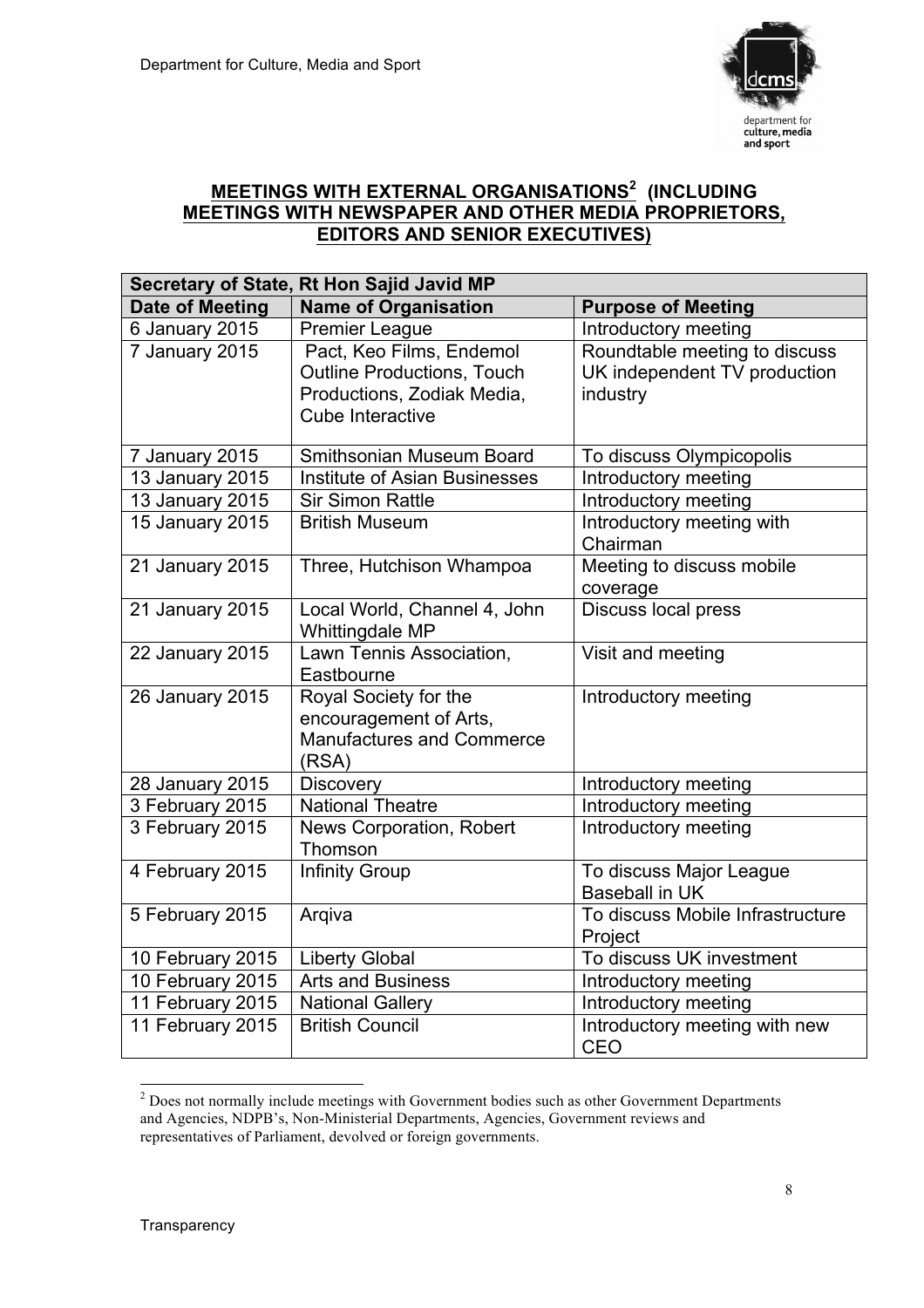## MEETINGS WITH EXTERNAL ORGANISATIONS[2] (INCLUDING MEETINGS WITH NEWSPAPER AND OTHER MEDIA PROPRIETORS, EDITORS AND SENIOR EXECUTIVES)

| Secretary of State, Rt Hon Sajid Javid MP | | |
|---|---|---|
| **Date of Meeting** | **Name of Organisation** | **Purpose of Meeting** |
| 6 January 2015 | Premier League | Introductory meeting |
| 7 January 2015 | Pact, Keo Films, Endemol Outline Productions, Touch Productions, Zodiak Media, Cube Interactive | Roundtable meeting to discuss UK independent TV production industry |
| 7 January 2015 | Smithsonian Museum Board | To discuss Olympicopolis |
| 13 January 2015 | Institute of Asian Businesses | Introductory meeting |
| 13 January 2015 | Sir Simon Rattle | Introductory meeting |
| 15 January 2015 | British Museum | Introductory meeting with Chairman |
| 21 January 2015 | Three, Hutchison Whampoa | Meeting to discuss mobile coverage |
| 21 January 2015 | Local World, Channel 4, John Whittingdale MP | Discuss local press |
| 22 January 2015 | Lawn Tennis Association, Eastbourne | Visit and meeting |
| 26 January 2015 | Royal Society for the encouragement of Arts, Manufactures and Commerce (RSA) | Introductory meeting |
| 28 January 2015 | Discovery | Introductory meeting |
| 3 February 2015 | National Theatre | Introductory meeting |
| 3 February 2015 | News Corporation, Robert Thomson | Introductory meeting |
| 4 February 2015 | Infinity Group | To discuss Major League Baseball in UK |
| 5 February 2015 | Arqiva | To discuss Mobile Infrastructure Project |
| 10 February 2015 | Liberty Global | To discuss UK investment |
| 10 February 2015 | Arts and Business | Introductory meeting |
| 11 February 2015 | National Gallery | Introductory meeting |
| 11 February 2015 | British Council | Introductory meeting with new CEO |

[2] Does not normally include meetings with Government bodies such as other Government Departments and Agencies, NDPB's, Non-Ministerial Departments, Agencies, Government reviews and representatives of Parliament, devolved or foreign governments.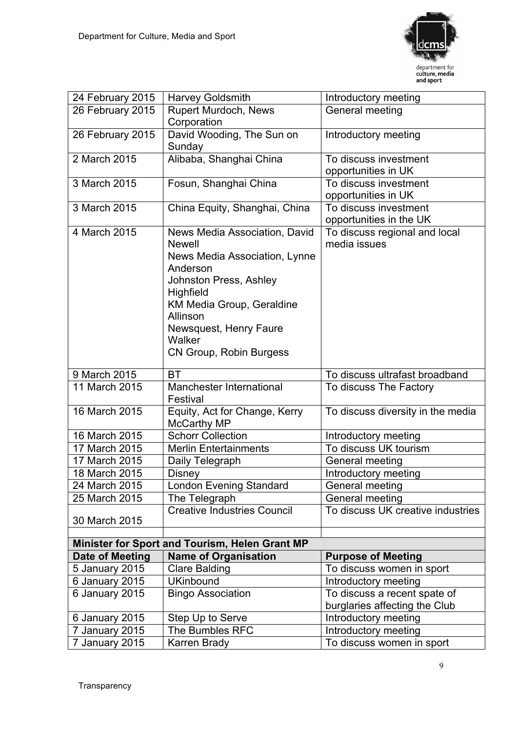| | | |
|---|---|---|
| 24 February 2015 | Harvey Goldsmith | Introductory meeting |
| 26 February 2015 | Rupert Murdoch, News Corporation | General meeting |
| 26 February 2015 | David Wooding, The Sun on Sunday | Introductory meeting |
| 2 March 2015 | Alibaba, Shanghai China | To discuss investment opportunities in UK |
| 3 March 2015 | Fosun, Shanghai China | To discuss investment opportunities in UK |
| 3 March 2015 | China Equity, Shanghai, China | To discuss investment opportunities in the UK |
| 4 March 2015 | News Media Association, David Newell<br>News Media Association, Lynne Anderson<br>Johnston Press, Ashley Highfield<br>KM Media Group, Geraldine Allinson<br>Newsquest, Henry Faure Walker<br>CN Group, Robin Burgess | To discuss regional and local media issues |
| 9 March 2015 | BT | To discuss ultrafast broadband |
| 11 March 2015 | Manchester International Festival | To discuss The Factory |
| 16 March 2015 | Equity, Act for Change, Kerry McCarthy MP | To discuss diversity in the media |
| 16 March 2015 | Schorr Collection | Introductory meeting |
| 17 March 2015 | Merlin Entertainments | To discuss UK tourism |
| 17 March 2015 | Daily Telegraph | General meeting |
| 18 March 2015 | Disney | Introductory meeting |
| 24 March 2015 | London Evening Standard | General meeting |
| 25 March 2015 | The Telegraph | General meeting |
| 30 March 2015 | Creative Industries Council | To discuss UK creative industries |

**Minister for Sport and Tourism, Helen Grant MP**

| Date of Meeting | Name of Organisation | Purpose of Meeting |
|---|---|---|
| 5 January 2015 | Clare Balding | To discuss women in sport |
| 6 January 2015 | UKinbound | Introductory meeting |
| 6 January 2015 | Bingo Association | To discuss a recent spate of burglaries affecting the Club |
| 6 January 2015 | Step Up to Serve | Introductory meeting |
| 7 January 2015 | The Bumbles RFC | Introductory meeting |
| 7 January 2015 | Karren Brady | To discuss women in sport |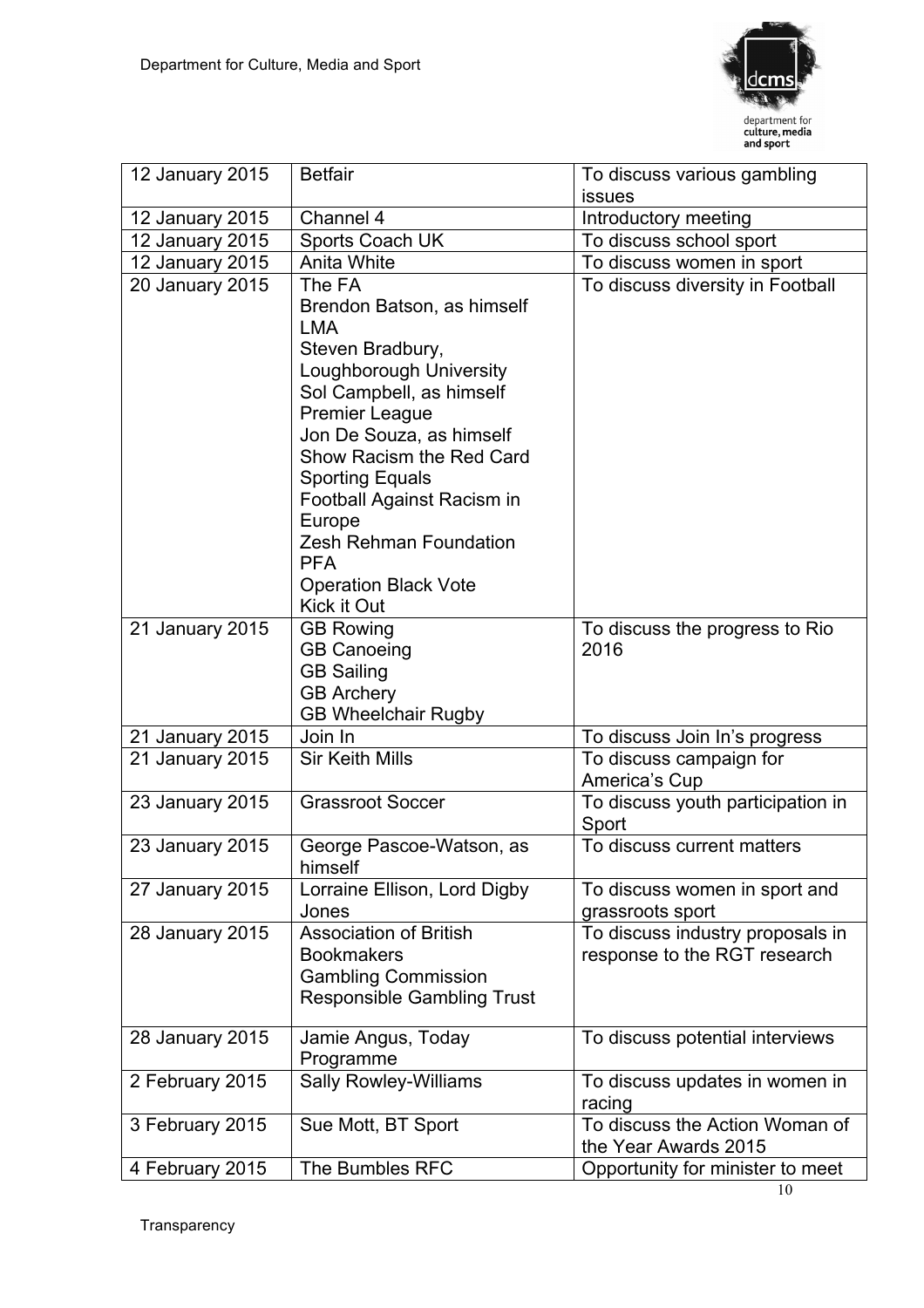| | | |
|---|---|---|
| 12 January 2015 | Betfair | To discuss various gambling issues |
| 12 January 2015 | Channel 4 | Introductory meeting |
| 12 January 2015 | Sports Coach UK | To discuss school sport |
| 12 January 2015 | Anita White | To discuss women in sport |
| 20 January 2015 | The FA<br>Brendon Batson, as himself<br>LMA<br>Steven Bradbury, Loughborough University<br>Sol Campbell, as himself<br>Premier League<br>Jon De Souza, as himself<br>Show Racism the Red Card<br>Sporting Equals<br>Football Against Racism in Europe<br>Zesh Rehman Foundation<br>PFA<br>Operation Black Vote<br>Kick it Out | To discuss diversity in Football |
| 21 January 2015 | GB Rowing<br>GB Canoeing<br>GB Sailing<br>GB Archery<br>GB Wheelchair Rugby | To discuss the progress to Rio 2016 |
| 21 January 2015 | Join In | To discuss Join In's progress |
| 21 January 2015 | Sir Keith Mills | To discuss campaign for America's Cup |
| 23 January 2015 | Grassroot Soccer | To discuss youth participation in Sport |
| 23 January 2015 | George Pascoe-Watson, as himself | To discuss current matters |
| 27 January 2015 | Lorraine Ellison, Lord Digby Jones | To discuss women in sport and grassroots sport |
| 28 January 2015 | Association of British Bookmakers<br>Gambling Commission<br>Responsible Gambling Trust | To discuss industry proposals in response to the RGT research |
| 28 January 2015 | Jamie Angus, Today Programme | To discuss potential interviews |
| 2 February 2015 | Sally Rowley-Williams | To discuss updates in women in racing |
| 3 February 2015 | Sue Mott, BT Sport | To discuss the Action Woman of the Year Awards 2015 |
| 4 February 2015 | The Bumbles RFC | Opportunity for minister to meet |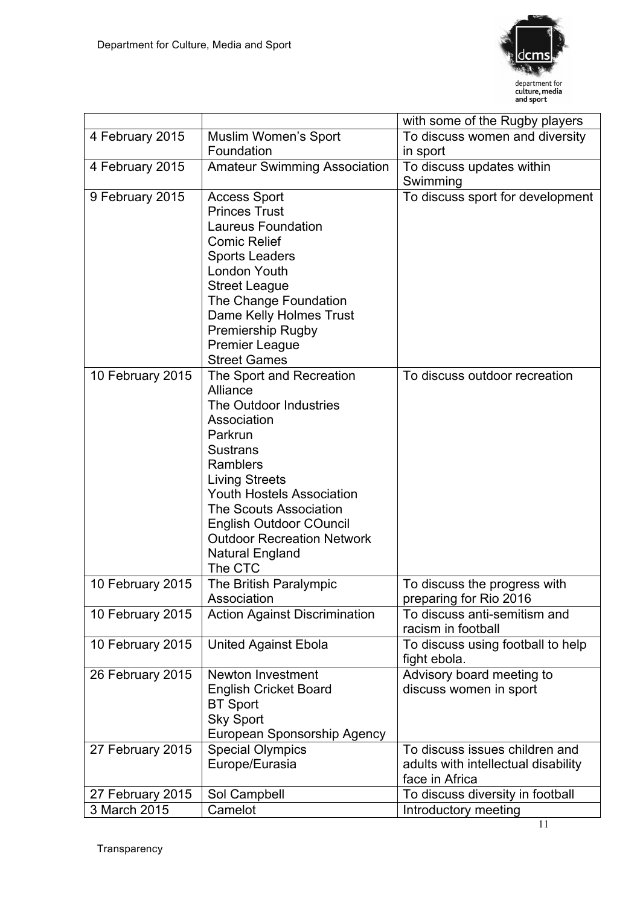| | | with some of the Rugby players |
|---|---|---|
| 4 February 2015 | Muslim Women's Sport Foundation | To discuss women and diversity in sport |
| 4 February 2015 | Amateur Swimming Association | To discuss updates within Swimming |
| 9 February 2015 | Access Sport<br>Princes Trust<br>Laureus Foundation<br>Comic Relief<br>Sports Leaders<br>London Youth<br>Street League<br>The Change Foundation<br>Dame Kelly Holmes Trust<br>Premiership Rugby<br>Premier League<br>Street Games | To discuss sport for development |
| 10 February 2015 | The Sport and Recreation Alliance<br>The Outdoor Industries Association<br>Parkrun<br>Sustrans<br>Ramblers<br>Living Streets<br>Youth Hostels Association<br>The Scouts Association<br>English Outdoor COuncil<br>Outdoor Recreation Network<br>Natural England<br>The CTC | To discuss outdoor recreation |
| 10 February 2015 | The British Paralympic Association | To discuss the progress with preparing for Rio 2016 |
| 10 February 2015 | Action Against Discrimination | To discuss anti-semitism and racism in football |
| 10 February 2015 | United Against Ebola | To discuss using football to help fight ebola. |
| 26 February 2015 | Newton Investment<br>English Cricket Board<br>BT Sport<br>Sky Sport<br>European Sponsorship Agency | Advisory board meeting to discuss women in sport |
| 27 February 2015 | Special Olympics Europe/Eurasia | To discuss issues children and adults with intellectual disability face in Africa |
| 27 February 2015 | Sol Campbell | To discuss diversity in football |
| 3 March 2015 | Camelot | Introductory meeting |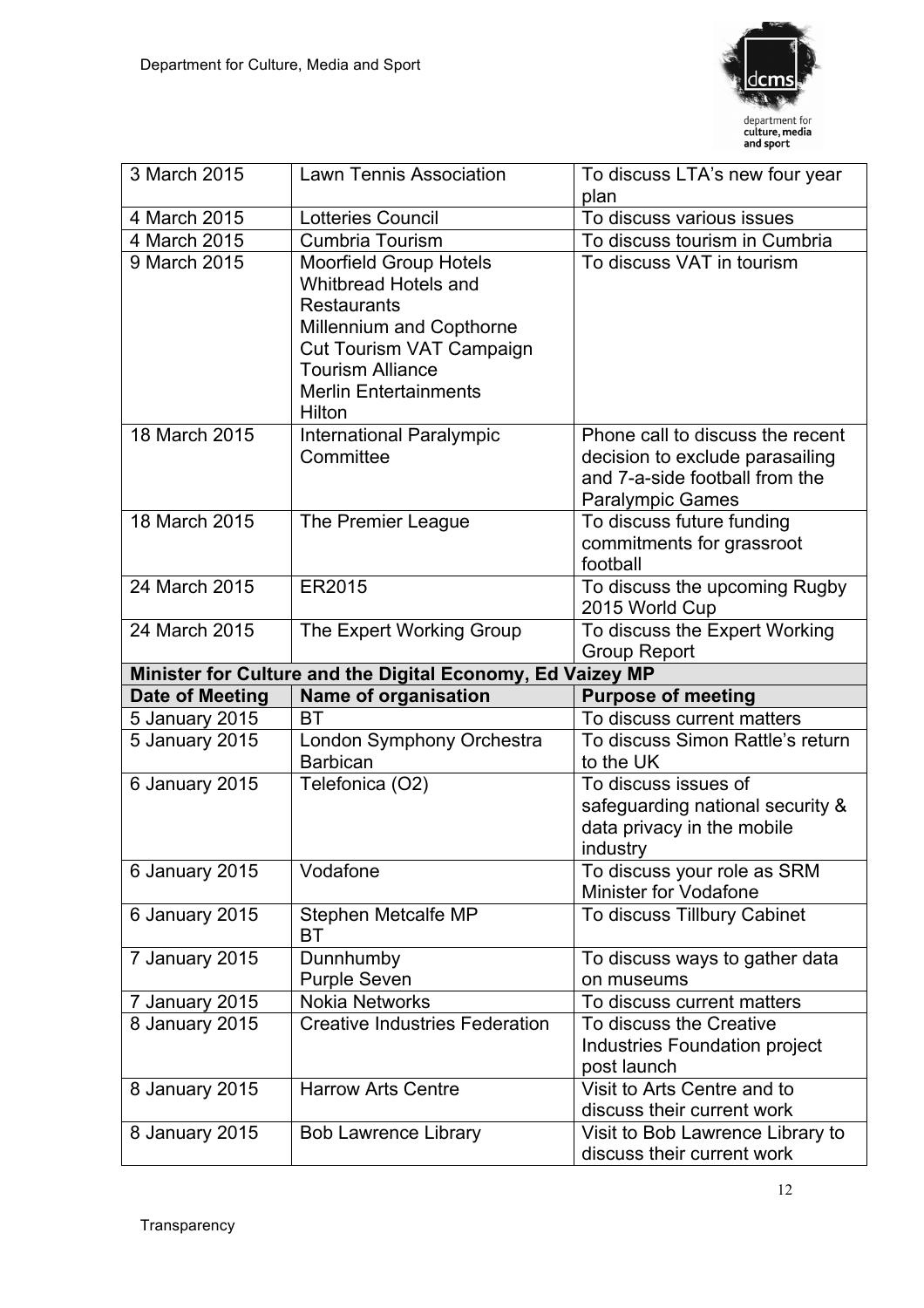| | | |
|---|---|---|
| 3 March 2015 | Lawn Tennis Association | To discuss LTA's new four year plan |
| 4 March 2015 | Lotteries Council | To discuss various issues |
| 4 March 2015 | Cumbria Tourism | To discuss tourism in Cumbria |
| 9 March 2015 | Moorfield Group Hotels<br>Whitbread Hotels and Restaurants<br>Millennium and Copthorne<br>Cut Tourism VAT Campaign<br>Tourism Alliance<br>Merlin Entertainments<br>Hilton | To discuss VAT in tourism |
| 18 March 2015 | International Paralympic Committee | Phone call to discuss the recent decision to exclude parasailing and 7-a-side football from the Paralympic Games |
| 18 March 2015 | The Premier League | To discuss future funding commitments for grassroot football |
| 24 March 2015 | ER2015 | To discuss the upcoming Rugby 2015 World Cup |
| 24 March 2015 | The Expert Working Group | To discuss the Expert Working Group Report |
| **Minister for Culture and the Digital Economy, Ed Vaizey MP** | | |
| **Date of Meeting** | **Name of organisation** | **Purpose of meeting** |
| 5 January 2015 | BT | To discuss current matters |
| 5 January 2015 | London Symphony Orchestra<br>Barbican | To discuss Simon Rattle's return to the UK |
| 6 January 2015 | Telefonica (O2) | To discuss issues of safeguarding national security & data privacy in the mobile industry |
| 6 January 2015 | Vodafone | To discuss your role as SRM Minister for Vodafone |
| 6 January 2015 | Stephen Metcalfe MP<br>BT | To discuss Tillbury Cabinet |
| 7 January 2015 | Dunnhumby<br>Purple Seven | To discuss ways to gather data on museums |
| 7 January 2015 | Nokia Networks | To discuss current matters |
| 8 January 2015 | Creative Industries Federation | To discuss the Creative Industries Foundation project post launch |
| 8 January 2015 | Harrow Arts Centre | Visit to Arts Centre and to discuss their current work |
| 8 January 2015 | Bob Lawrence Library | Visit to Bob Lawrence Library to discuss their current work |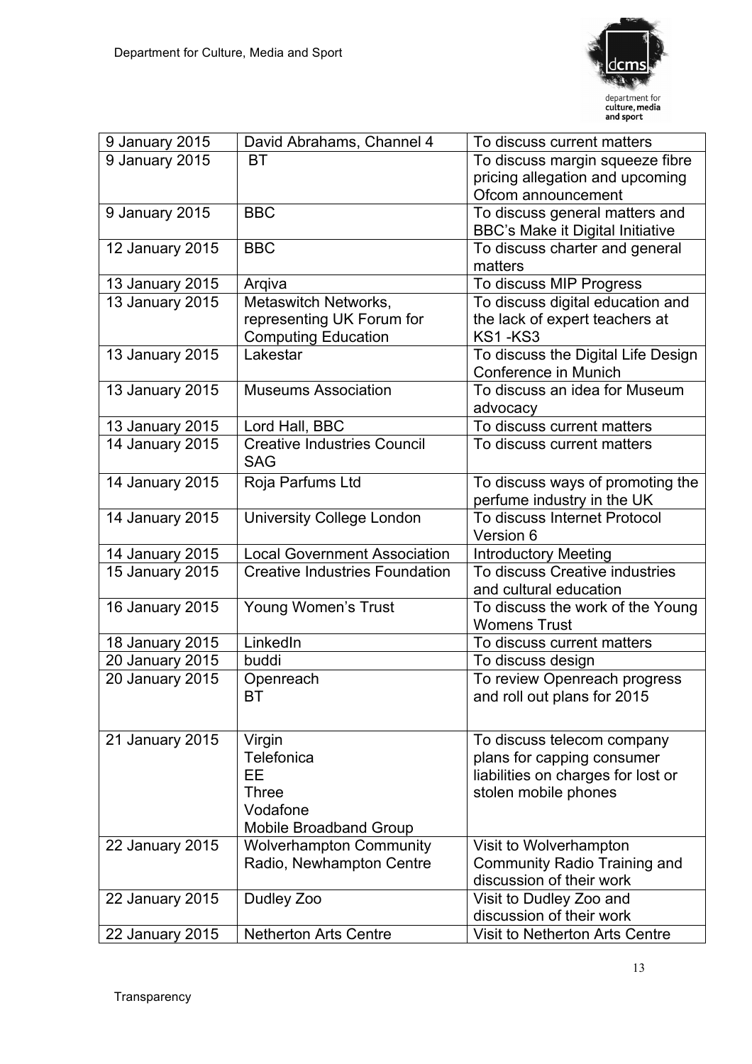| 9 January 2015 | David Abrahams, Channel 4 | To discuss current matters |
|---|---|---|
| 9 January 2015 | BT | To discuss margin squeeze fibre pricing allegation and upcoming Ofcom announcement |
| 9 January 2015 | BBC | To discuss general matters and BBC's Make it Digital Initiative |
| 12 January 2015 | BBC | To discuss charter and general matters |
| 13 January 2015 | Arqiva | To discuss MIP Progress |
| 13 January 2015 | Metaswitch Networks, representing UK Forum for Computing Education | To discuss digital education and the lack of expert teachers at KS1 -KS3 |
| 13 January 2015 | Lakestar | To discuss the Digital Life Design Conference in Munich |
| 13 January 2015 | Museums Association | To discuss an idea for Museum advocacy |
| 13 January 2015 | Lord Hall, BBC | To discuss current matters |
| 14 January 2015 | Creative Industries Council SAG | To discuss current matters |
| 14 January 2015 | Roja Parfums Ltd | To discuss ways of promoting the perfume industry in the UK |
| 14 January 2015 | University College London | To discuss Internet Protocol Version 6 |
| 14 January 2015 | Local Government Association | Introductory Meeting |
| 15 January 2015 | Creative Industries Foundation | To discuss Creative industries and cultural education |
| 16 January 2015 | Young Women's Trust | To discuss the work of the Young Womens Trust |
| 18 January 2015 | LinkedIn | To discuss current matters |
| 20 January 2015 | buddi | To discuss design |
| 20 January 2015 | Openreach<br>BT | To review Openreach progress and roll out plans for 2015 |
| 21 January 2015 | Virgin<br>Telefonica<br>EE<br>Three<br>Vodafone<br>Mobile Broadband Group | To discuss telecom company plans for capping consumer liabilities on charges for lost or stolen mobile phones |
| 22 January 2015 | Wolverhampton Community Radio, Newhampton Centre | Visit to Wolverhampton Community Radio Training and discussion of their work |
| 22 January 2015 | Dudley Zoo | Visit to Dudley Zoo and discussion of their work |
| 22 January 2015 | Netherton Arts Centre | Visit to Netherton Arts Centre |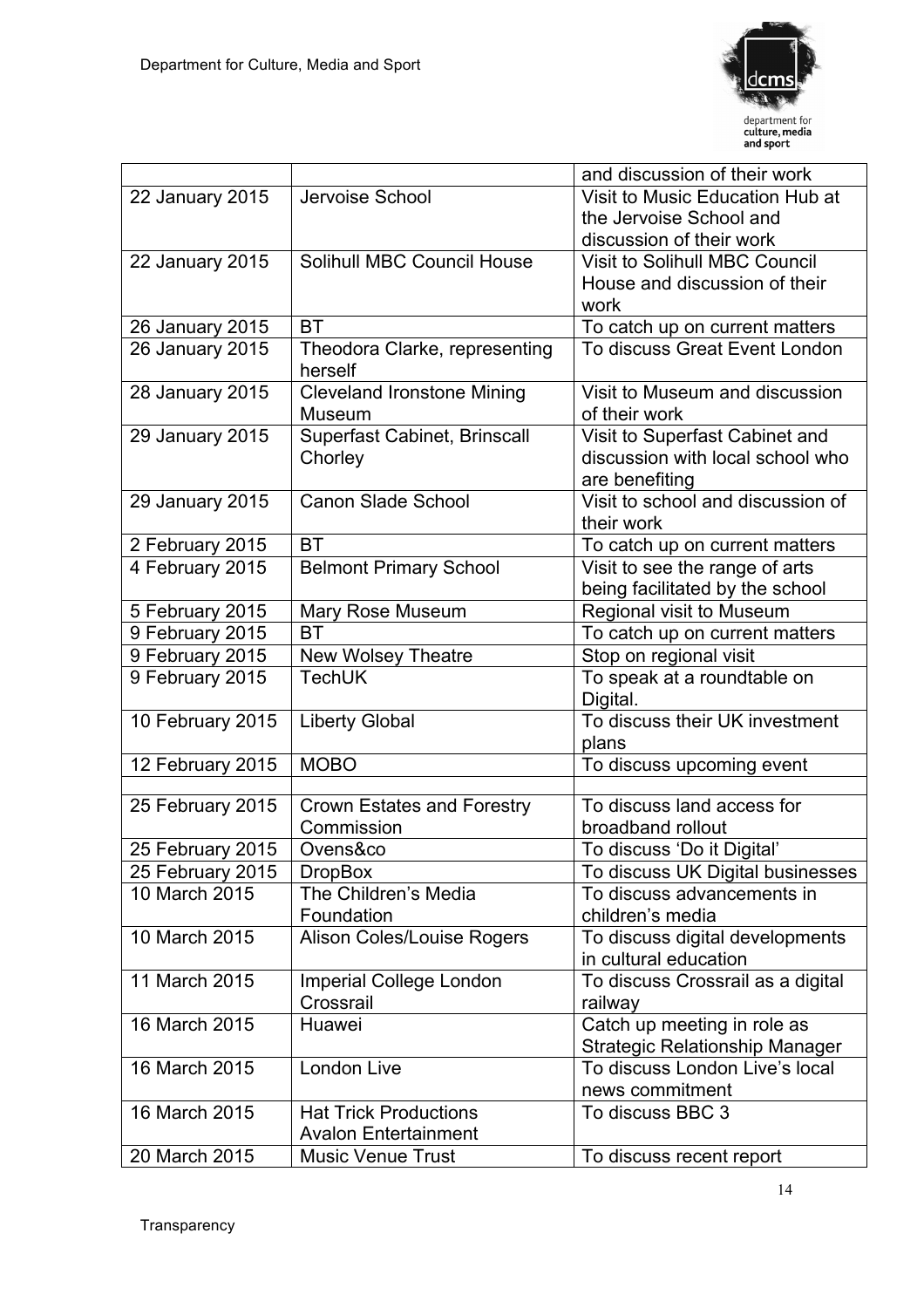| | | |
|---|---|---|
| | | and discussion of their work |
| 22 January 2015 | Jervoise School | Visit to Music Education Hub at the Jervoise School and discussion of their work |
| 22 January 2015 | Solihull MBC Council House | Visit to Solihull MBC Council House and discussion of their work |
| 26 January 2015 | BT | To catch up on current matters |
| 26 January 2015 | Theodora Clarke, representing herself | To discuss Great Event London |
| 28 January 2015 | Cleveland Ironstone Mining Museum | Visit to Museum and discussion of their work |
| 29 January 2015 | Superfast Cabinet, Brinscall Chorley | Visit to Superfast Cabinet and discussion with local school who are benefiting |
| 29 January 2015 | Canon Slade School | Visit to school and discussion of their work |
| 2 February 2015 | BT | To catch up on current matters |
| 4 February 2015 | Belmont Primary School | Visit to see the range of arts being facilitated by the school |
| 5 February 2015 | Mary Rose Museum | Regional visit to Museum |
| 9 February 2015 | BT | To catch up on current matters |
| 9 February 2015 | New Wolsey Theatre | Stop on regional visit |
| 9 February 2015 | TechUK | To speak at a roundtable on Digital. |
| 10 February 2015 | Liberty Global | To discuss their UK investment plans |
| 12 February 2015 | MOBO | To discuss upcoming event |
| | | |
| 25 February 2015 | Crown Estates and Forestry Commission | To discuss land access for broadband rollout |
| 25 February 2015 | Ovens&co | To discuss 'Do it Digital' |
| 25 February 2015 | DropBox | To discuss UK Digital businesses |
| 10 March 2015 | The Children's Media Foundation | To discuss advancements in children's media |
| 10 March 2015 | Alison Coles/Louise Rogers | To discuss digital developments in cultural education |
| 11 March 2015 | Imperial College London Crossrail | To discuss Crossrail as a digital railway |
| 16 March 2015 | Huawei | Catch up meeting in role as Strategic Relationship Manager |
| 16 March 2015 | London Live | To discuss London Live's local news commitment |
| 16 March 2015 | Hat Trick Productions Avalon Entertainment | To discuss BBC 3 |
| 20 March 2015 | Music Venue Trust | To discuss recent report |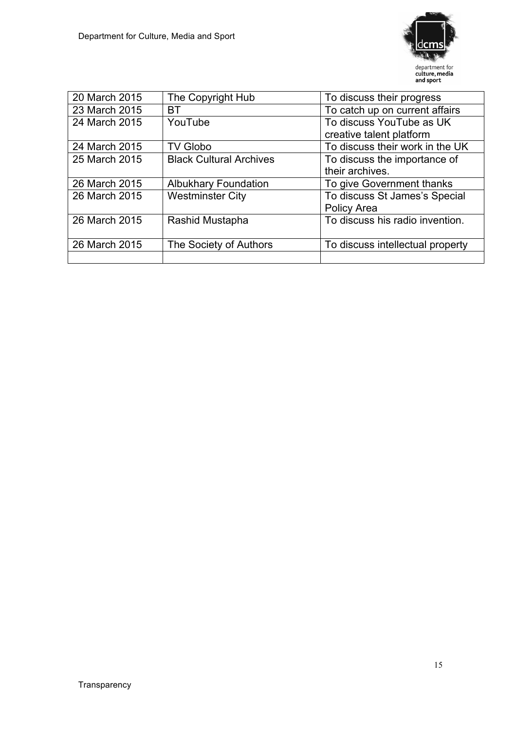| | | |
|---|---|---|
| 20 March 2015 | The Copyright Hub | To discuss their progress |
| 23 March 2015 | BT | To catch up on current affairs |
| 24 March 2015 | YouTube | To discuss YouTube as UK creative talent platform |
| 24 March 2015 | TV Globo | To discuss their work in the UK |
| 25 March 2015 | Black Cultural Archives | To discuss the importance of their archives. |
| 26 March 2015 | Albukhary Foundation | To give Government thanks |
| 26 March 2015 | Westminster City | To discuss St James's Special Policy Area |
| 26 March 2015 | Rashid Mustapha | To discuss his radio invention. |
| 26 March 2015 | The Society of Authors | To discuss intellectual property |
| | | |